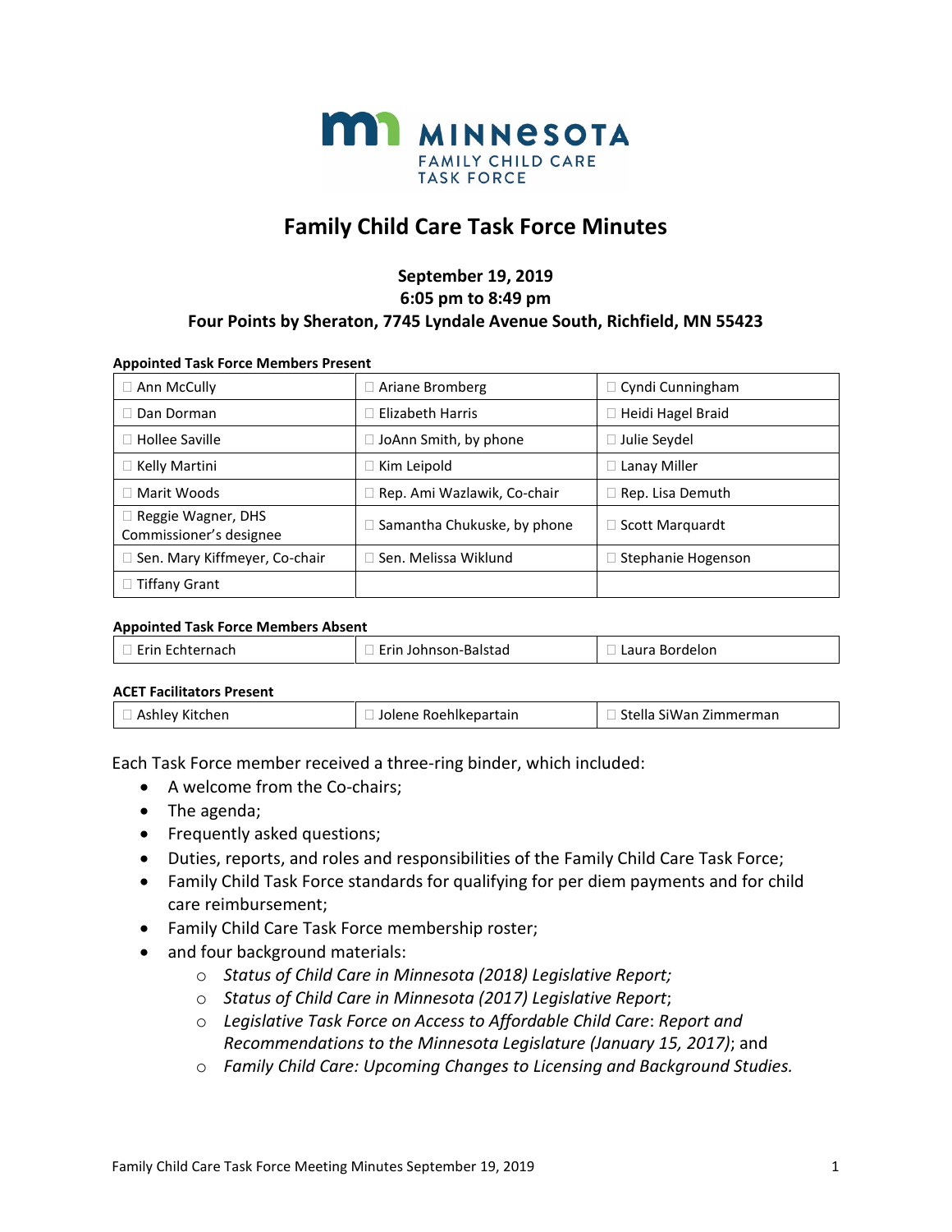# Family Child Care Task Force Minutes

**September 19, 2019**
**6:05 pm to 8:49 pm**
**Four Points by Sheraton, 7745 Lyndale Avenue South, Richfield, MN 55423**

**Appointed Task Force Members Present**

| | | |
|---|---|---|
| ☐ Ann McCully | ☐ Ariane Bromberg | ☐ Cyndi Cunningham |
| ☐ Dan Dorman | ☐ Elizabeth Harris | ☐ Heidi Hagel Braid |
| ☐ Hollee Saville | ☐ JoAnn Smith, by phone | ☐ Julie Seydel |
| ☐ Kelly Martini | ☐ Kim Leipold | ☐ Lanay Miller |
| ☐ Marit Woods | ☐ Rep. Ami Wazlawik, Co-chair | ☐ Rep. Lisa Demuth |
| ☐ Reggie Wagner, DHS Commissioner's designee | ☐ Samantha Chukuske, by phone | ☐ Scott Marquardt |
| ☐ Sen. Mary Kiffmeyer, Co-chair | ☐ Sen. Melissa Wiklund | ☐ Stephanie Hogenson |
| ☐ Tiffany Grant | | |

**Appointed Task Force Members Absent**

| | | |
|---|---|---|
| ☐ Erin Echternach | ☐ Erin Johnson-Balstad | ☐ Laura Bordelon |

**ACET Facilitators Present**

| | | |
|---|---|---|
| ☐ Ashley Kitchen | ☐ Jolene Roehlkepartain | ☐ Stella SiWan Zimmerman |

Each Task Force member received a three-ring binder, which included:

- A welcome from the Co-chairs;
- The agenda;
- Frequently asked questions;
- Duties, reports, and roles and responsibilities of the Family Child Care Task Force;
- Family Child Task Force standards for qualifying for per diem payments and for child care reimbursement;
- Family Child Care Task Force membership roster;
- and four background materials:
    - *Status of Child Care in Minnesota (2018) Legislative Report;*
    - *Status of Child Care in Minnesota (2017) Legislative Report*;
    - *Legislative Task Force on Access to Affordable Child Care*: *Report and Recommendations to the Minnesota Legislature (January 15, 2017)*; and
    - *Family Child Care: Upcoming Changes to Licensing and Background Studies.*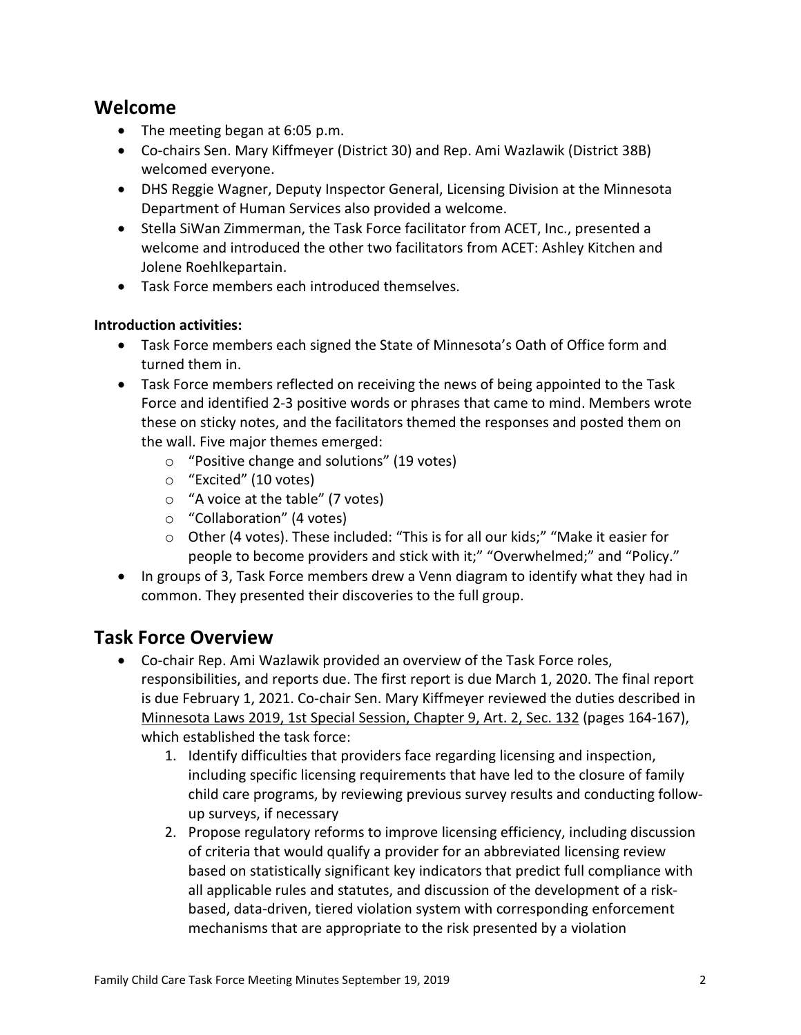## Welcome

- The meeting began at 6:05 p.m.
- Co-chairs Sen. Mary Kiffmeyer (District 30) and Rep. Ami Wazlawik (District 38B) welcomed everyone.
- DHS Reggie Wagner, Deputy Inspector General, Licensing Division at the Minnesota Department of Human Services also provided a welcome.
- Stella SiWan Zimmerman, the Task Force facilitator from ACET, Inc., presented a welcome and introduced the other two facilitators from ACET: Ashley Kitchen and Jolene Roehlkepartain.
- Task Force members each introduced themselves.

**Introduction activities:**

- Task Force members each signed the State of Minnesota's Oath of Office form and turned them in.
- Task Force members reflected on receiving the news of being appointed to the Task Force and identified 2-3 positive words or phrases that came to mind. Members wrote these on sticky notes, and the facilitators themed the responses and posted them on the wall. Five major themes emerged:
    - "Positive change and solutions" (19 votes)
    - "Excited" (10 votes)
    - "A voice at the table" (7 votes)
    - "Collaboration" (4 votes)
    - Other (4 votes). These included: "This is for all our kids;" "Make it easier for people to become providers and stick with it;" "Overwhelmed;" and "Policy."
- In groups of 3, Task Force members drew a Venn diagram to identify what they had in common. They presented their discoveries to the full group.

## Task Force Overview

- Co-chair Rep. Ami Wazlawik provided an overview of the Task Force roles, responsibilities, and reports due. The first report is due March 1, 2020. The final report is due February 1, 2021. Co-chair Sen. Mary Kiffmeyer reviewed the duties described in Minnesota Laws 2019, 1st Special Session, Chapter 9, Art. 2, Sec. 132 (pages 164-167), which established the task force:
    1. Identify difficulties that providers face regarding licensing and inspection, including specific licensing requirements that have led to the closure of family child care programs, by reviewing previous survey results and conducting follow-up surveys, if necessary
    2. Propose regulatory reforms to improve licensing efficiency, including discussion of criteria that would qualify a provider for an abbreviated licensing review based on statistically significant key indicators that predict full compliance with all applicable rules and statutes, and discussion of the development of a risk-based, data-driven, tiered violation system with corresponding enforcement mechanisms that are appropriate to the risk presented by a violation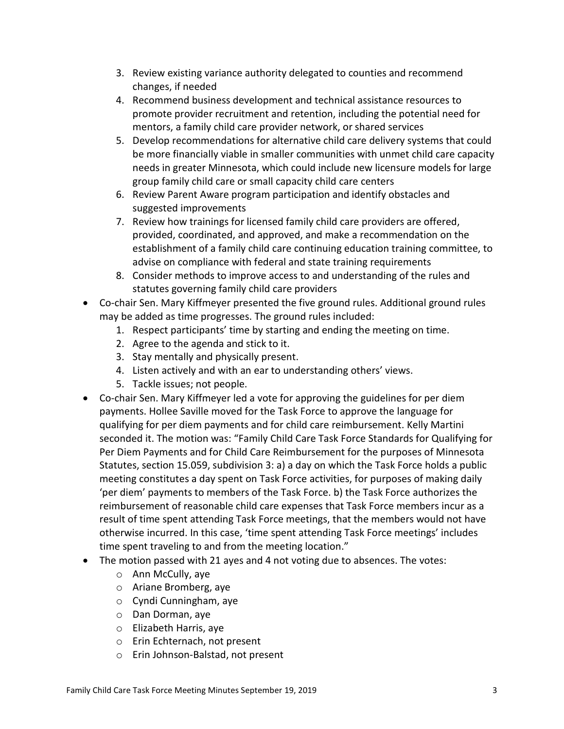3. Review existing variance authority delegated to counties and recommend changes, if needed
4. Recommend business development and technical assistance resources to promote provider recruitment and retention, including the potential need for mentors, a family child care provider network, or shared services
5. Develop recommendations for alternative child care delivery systems that could be more financially viable in smaller communities with unmet child care capacity needs in greater Minnesota, which could include new licensure models for large group family child care or small capacity child care centers
6. Review Parent Aware program participation and identify obstacles and suggested improvements
7. Review how trainings for licensed family child care providers are offered, provided, coordinated, and approved, and make a recommendation on the establishment of a family child care continuing education training committee, to advise on compliance with federal and state training requirements
8. Consider methods to improve access to and understanding of the rules and statutes governing family child care providers

- Co-chair Sen. Mary Kiffmeyer presented the five ground rules. Additional ground rules may be added as time progresses. The ground rules included:
  1. Respect participants' time by starting and ending the meeting on time.
  2. Agree to the agenda and stick to it.
  3. Stay mentally and physically present.
  4. Listen actively and with an ear to understanding others' views.
  5. Tackle issues; not people.
- Co-chair Sen. Mary Kiffmeyer led a vote for approving the guidelines for per diem payments. Hollee Saville moved for the Task Force to approve the language for qualifying for per diem payments and for child care reimbursement. Kelly Martini seconded it. The motion was: "Family Child Care Task Force Standards for Qualifying for Per Diem Payments and for Child Care Reimbursement for the purposes of Minnesota Statutes, section 15.059, subdivision 3: a) a day on which the Task Force holds a public meeting constitutes a day spent on Task Force activities, for purposes of making daily 'per diem' payments to members of the Task Force. b) the Task Force authorizes the reimbursement of reasonable child care expenses that Task Force members incur as a result of time spent attending Task Force meetings, that the members would not have otherwise incurred. In this case, 'time spent attending Task Force meetings' includes time spent traveling to and from the meeting location."
- The motion passed with 21 ayes and 4 not voting due to absences. The votes:
  - Ann McCully, aye
  - Ariane Bromberg, aye
  - Cyndi Cunningham, aye
  - Dan Dorman, aye
  - Elizabeth Harris, aye
  - Erin Echternach, not present
  - Erin Johnson-Balstad, not present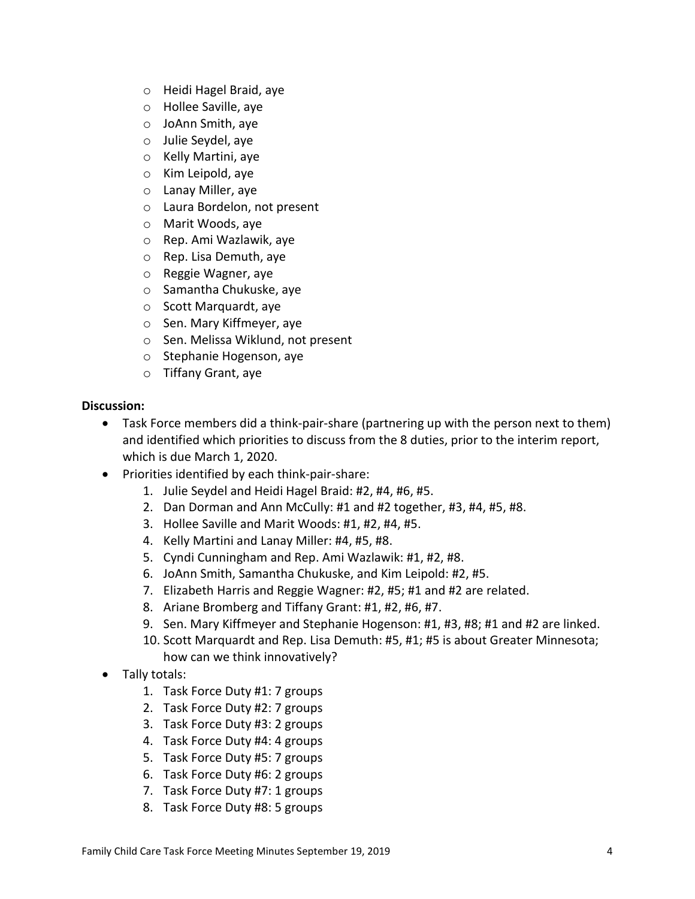- Heidi Hagel Braid, aye
- Hollee Saville, aye
- JoAnn Smith, aye
- Julie Seydel, aye
- Kelly Martini, aye
- Kim Leipold, aye
- Lanay Miller, aye
- Laura Bordelon, not present
- Marit Woods, aye
- Rep. Ami Wazlawik, aye
- Rep. Lisa Demuth, aye
- Reggie Wagner, aye
- Samantha Chukuske, aye
- Scott Marquardt, aye
- Sen. Mary Kiffmeyer, aye
- Sen. Melissa Wiklund, not present
- Stephanie Hogenson, aye
- Tiffany Grant, aye

**Discussion:**

- Task Force members did a think-pair-share (partnering up with the person next to them) and identified which priorities to discuss from the 8 duties, prior to the interim report, which is due March 1, 2020.
- Priorities identified by each think-pair-share:
    1. Julie Seydel and Heidi Hagel Braid: #2, #4, #6, #5.
    2. Dan Dorman and Ann McCully: #1 and #2 together, #3, #4, #5, #8.
    3. Hollee Saville and Marit Woods: #1, #2, #4, #5.
    4. Kelly Martini and Lanay Miller: #4, #5, #8.
    5. Cyndi Cunningham and Rep. Ami Wazlawik: #1, #2, #8.
    6. JoAnn Smith, Samantha Chukuske, and Kim Leipold: #2, #5.
    7. Elizabeth Harris and Reggie Wagner: #2, #5; #1 and #2 are related.
    8. Ariane Bromberg and Tiffany Grant: #1, #2, #6, #7.
    9. Sen. Mary Kiffmeyer and Stephanie Hogenson: #1, #3, #8; #1 and #2 are linked.
    10. Scott Marquardt and Rep. Lisa Demuth: #5, #1; #5 is about Greater Minnesota; how can we think innovatively?
- Tally totals:
    1. Task Force Duty #1: 7 groups
    2. Task Force Duty #2: 7 groups
    3. Task Force Duty #3: 2 groups
    4. Task Force Duty #4: 4 groups
    5. Task Force Duty #5: 7 groups
    6. Task Force Duty #6: 2 groups
    7. Task Force Duty #7: 1 groups
    8. Task Force Duty #8: 5 groups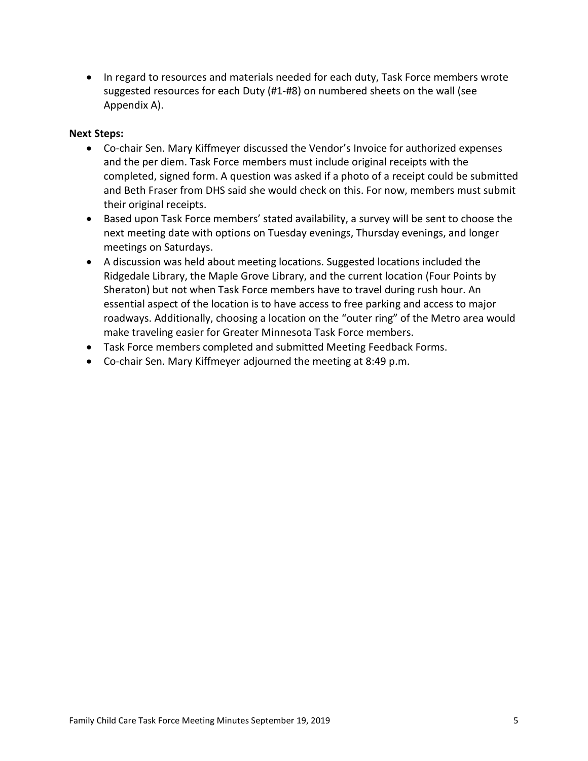- In regard to resources and materials needed for each duty, Task Force members wrote suggested resources for each Duty (#1-#8) on numbered sheets on the wall (see Appendix A).

**Next Steps:**

- Co-chair Sen. Mary Kiffmeyer discussed the Vendor's Invoice for authorized expenses and the per diem. Task Force members must include original receipts with the completed, signed form. A question was asked if a photo of a receipt could be submitted and Beth Fraser from DHS said she would check on this. For now, members must submit their original receipts.
- Based upon Task Force members' stated availability, a survey will be sent to choose the next meeting date with options on Tuesday evenings, Thursday evenings, and longer meetings on Saturdays.
- A discussion was held about meeting locations. Suggested locations included the Ridgedale Library, the Maple Grove Library, and the current location (Four Points by Sheraton) but not when Task Force members have to travel during rush hour. An essential aspect of the location is to have access to free parking and access to major roadways. Additionally, choosing a location on the "outer ring" of the Metro area would make traveling easier for Greater Minnesota Task Force members.
- Task Force members completed and submitted Meeting Feedback Forms.
- Co-chair Sen. Mary Kiffmeyer adjourned the meeting at 8:49 p.m.